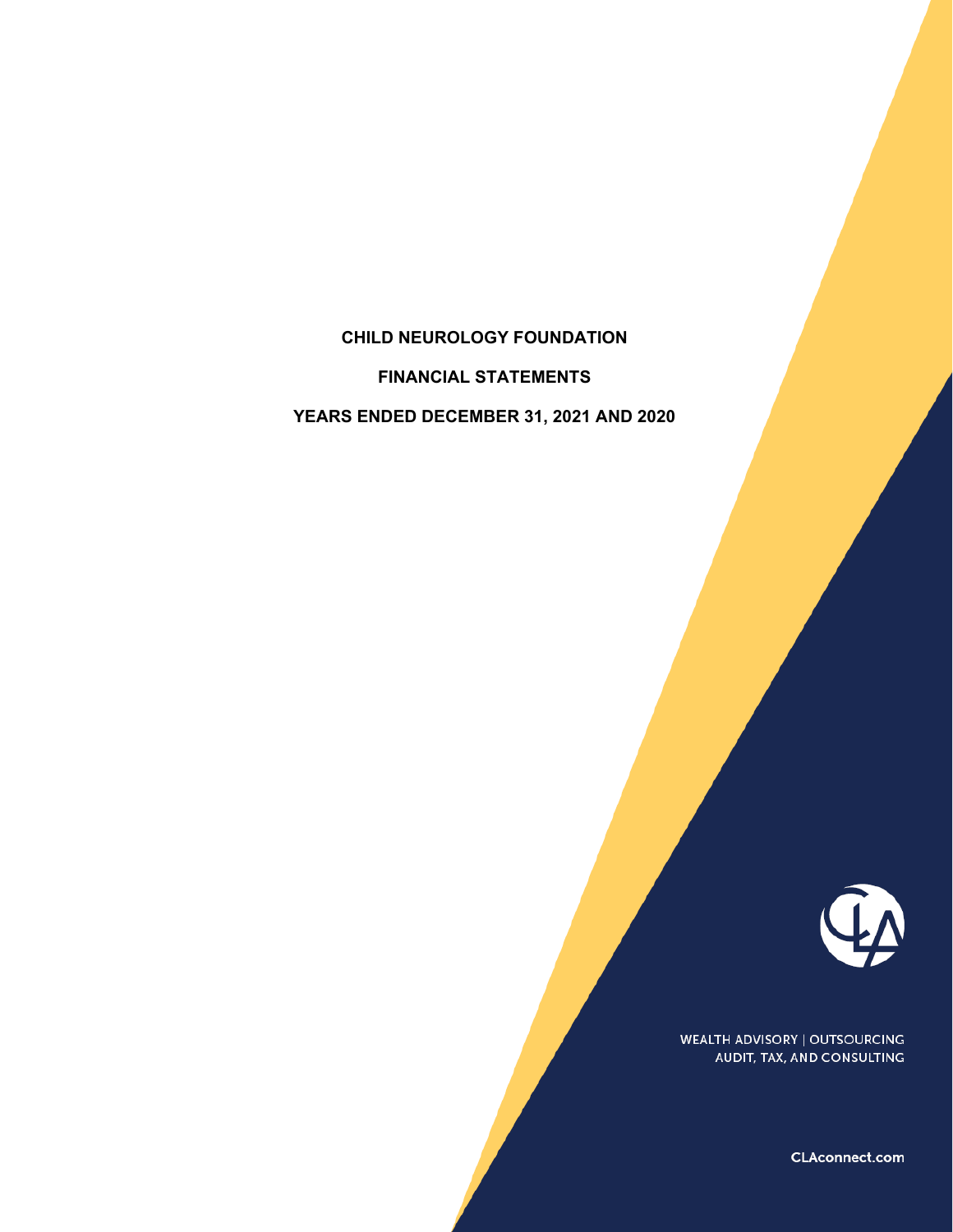# CHILD NEUROLOGY FOUNDATION

## FINANCIAL STATEMENTS

## YEARS ENDED DECEMBER 31, 2021 AND 2020

WEALTH ADVISORY | OUTSOURCING
AUDIT, TAX, AND CONSULTING

CLAconnect.com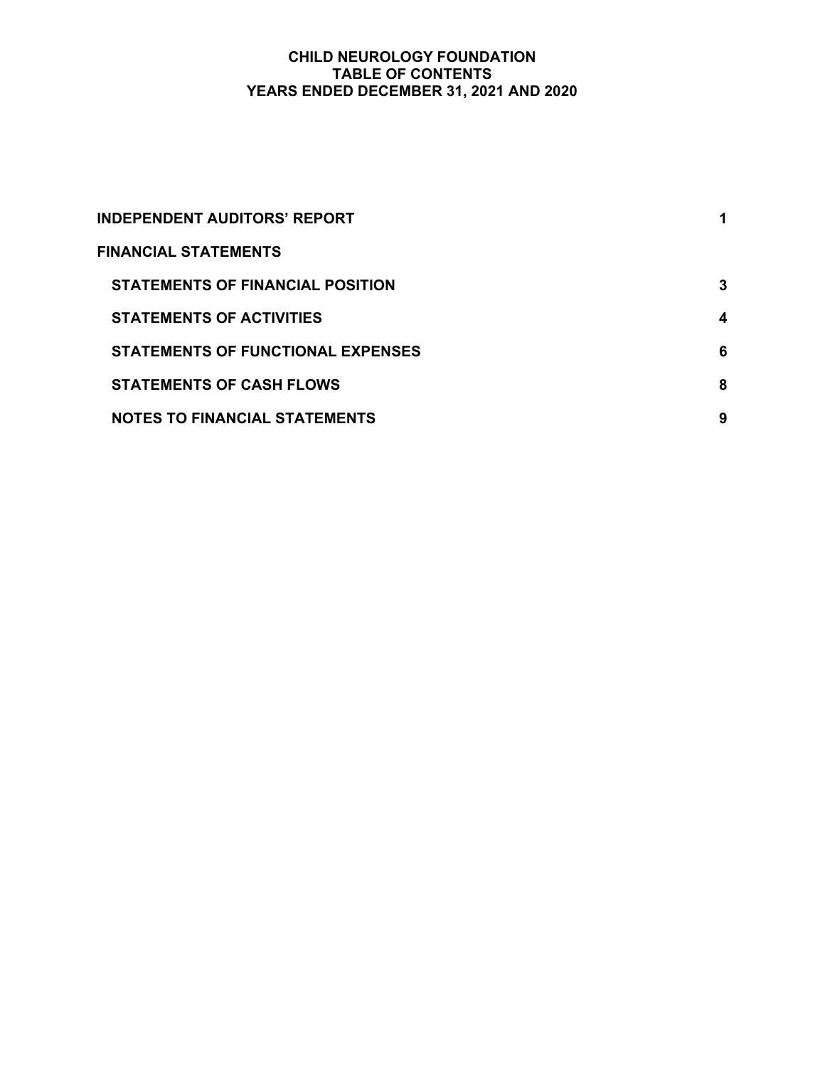# CHILD NEUROLOGY FOUNDATION
## TABLE OF CONTENTS
## YEARS ENDED DECEMBER 31, 2021 AND 2020

| | |
|---|---|
| **INDEPENDENT AUDITORS' REPORT** | **1** |
| **FINANCIAL STATEMENTS** | |
| **STATEMENTS OF FINANCIAL POSITION** | **3** |
| **STATEMENTS OF ACTIVITIES** | **4** |
| **STATEMENTS OF FUNCTIONAL EXPENSES** | **6** |
| **STATEMENTS OF CASH FLOWS** | **8** |
| **NOTES TO FINANCIAL STATEMENTS** | **9** |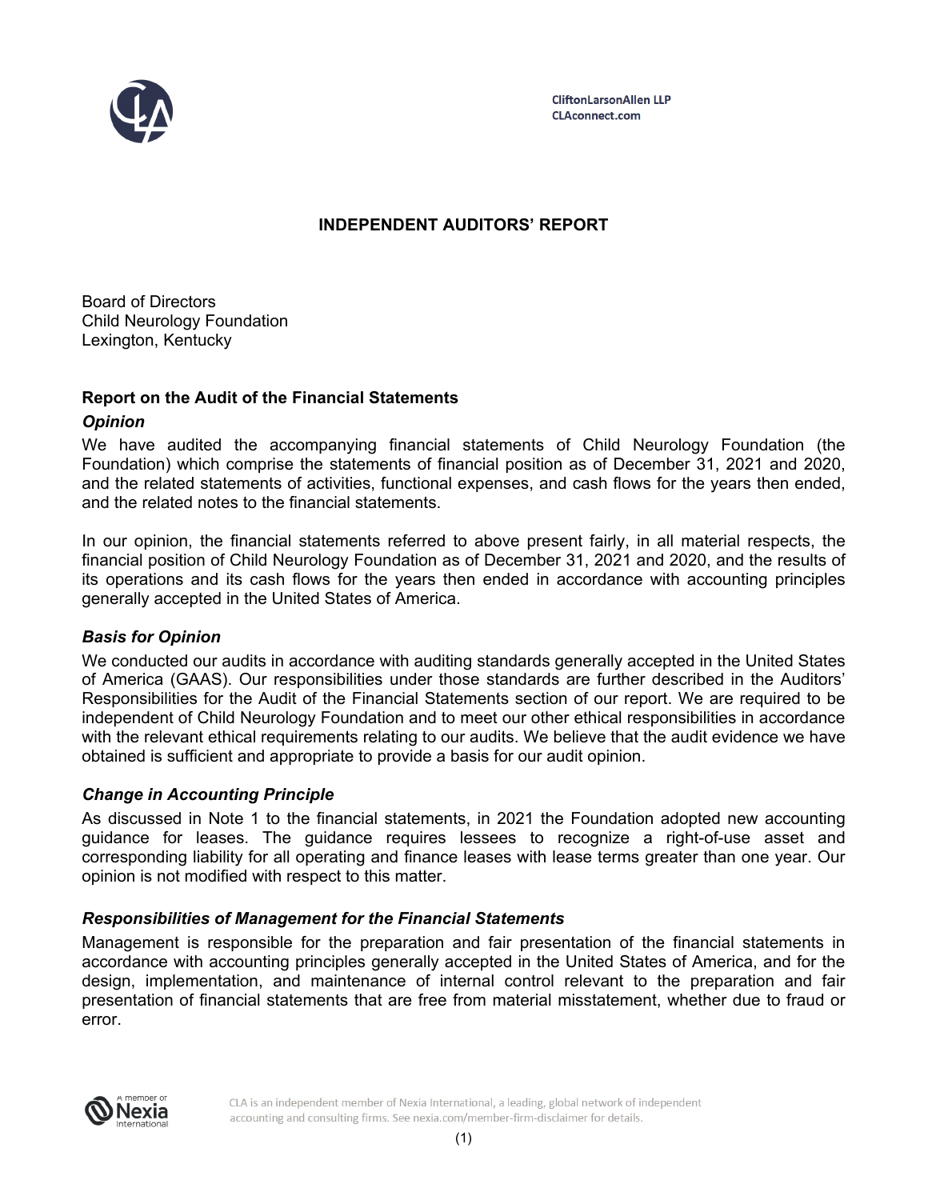CliftonLarsonAllen LLP
CLAconnect.com

# INDEPENDENT AUDITORS' REPORT

Board of Directors
Child Neurology Foundation
Lexington, Kentucky

## Report on the Audit of the Financial Statements

### *Opinion*

We have audited the accompanying financial statements of Child Neurology Foundation (the Foundation) which comprise the statements of financial position as of December 31, 2021 and 2020, and the related statements of activities, functional expenses, and cash flows for the years then ended, and the related notes to the financial statements.

In our opinion, the financial statements referred to above present fairly, in all material respects, the financial position of Child Neurology Foundation as of December 31, 2021 and 2020, and the results of its operations and its cash flows for the years then ended in accordance with accounting principles generally accepted in the United States of America.

### *Basis for Opinion*

We conducted our audits in accordance with auditing standards generally accepted in the United States of America (GAAS). Our responsibilities under those standards are further described in the Auditors' Responsibilities for the Audit of the Financial Statements section of our report. We are required to be independent of Child Neurology Foundation and to meet our other ethical responsibilities in accordance with the relevant ethical requirements relating to our audits. We believe that the audit evidence we have obtained is sufficient and appropriate to provide a basis for our audit opinion.

### *Change in Accounting Principle*

As discussed in Note 1 to the financial statements, in 2021 the Foundation adopted new accounting guidance for leases. The guidance requires lessees to recognize a right-of-use asset and corresponding liability for all operating and finance leases with lease terms greater than one year. Our opinion is not modified with respect to this matter.

### *Responsibilities of Management for the Financial Statements*

Management is responsible for the preparation and fair presentation of the financial statements in accordance with accounting principles generally accepted in the United States of America, and for the design, implementation, and maintenance of internal control relevant to the preparation and fair presentation of financial statements that are free from material misstatement, whether due to fraud or error.

CLA is an independent member of Nexia International, a leading, global network of independent accounting and consulting firms. See nexia.com/member-firm-disclaimer for details.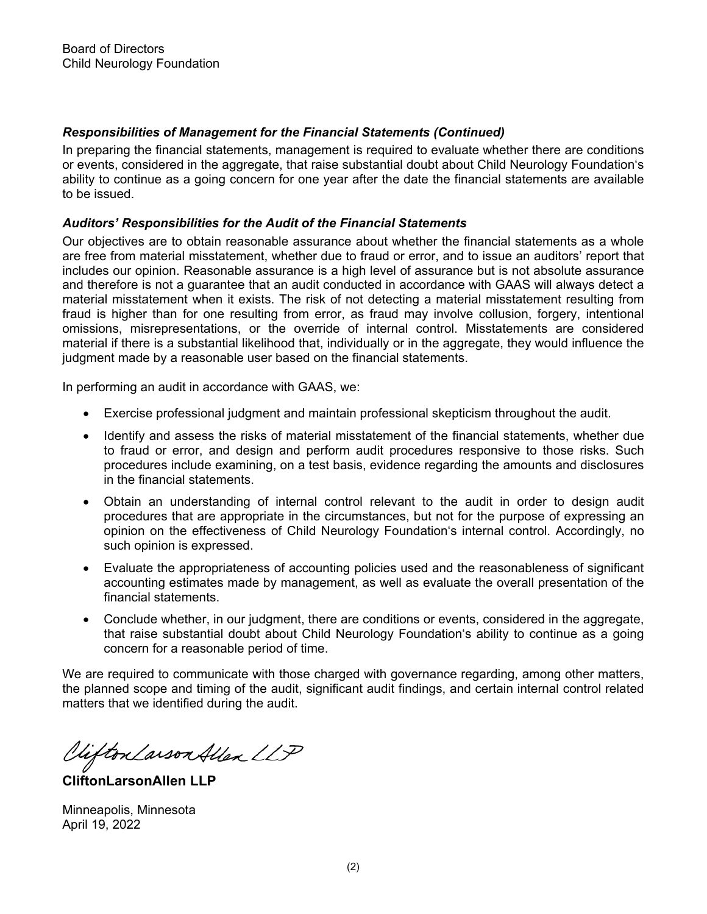Board of Directors
Child Neurology Foundation

### *Responsibilities of Management for the Financial Statements (Continued)*

In preparing the financial statements, management is required to evaluate whether there are conditions or events, considered in the aggregate, that raise substantial doubt about Child Neurology Foundation's ability to continue as a going concern for one year after the date the financial statements are available to be issued.

### *Auditors' Responsibilities for the Audit of the Financial Statements*

Our objectives are to obtain reasonable assurance about whether the financial statements as a whole are free from material misstatement, whether due to fraud or error, and to issue an auditors' report that includes our opinion. Reasonable assurance is a high level of assurance but is not absolute assurance and therefore is not a guarantee that an audit conducted in accordance with GAAS will always detect a material misstatement when it exists. The risk of not detecting a material misstatement resulting from fraud is higher than for one resulting from error, as fraud may involve collusion, forgery, intentional omissions, misrepresentations, or the override of internal control. Misstatements are considered material if there is a substantial likelihood that, individually or in the aggregate, they would influence the judgment made by a reasonable user based on the financial statements.

In performing an audit in accordance with GAAS, we:

- Exercise professional judgment and maintain professional skepticism throughout the audit.
- Identify and assess the risks of material misstatement of the financial statements, whether due to fraud or error, and design and perform audit procedures responsive to those risks. Such procedures include examining, on a test basis, evidence regarding the amounts and disclosures in the financial statements.
- Obtain an understanding of internal control relevant to the audit in order to design audit procedures that are appropriate in the circumstances, but not for the purpose of expressing an opinion on the effectiveness of Child Neurology Foundation's internal control. Accordingly, no such opinion is expressed.
- Evaluate the appropriateness of accounting policies used and the reasonableness of significant accounting estimates made by management, as well as evaluate the overall presentation of the financial statements.
- Conclude whether, in our judgment, there are conditions or events, considered in the aggregate, that raise substantial doubt about Child Neurology Foundation's ability to continue as a going concern for a reasonable period of time.

We are required to communicate with those charged with governance regarding, among other matters, the planned scope and timing of the audit, significant audit findings, and certain internal control related matters that we identified during the audit.

CliftonLarsonAllen LLP

**CliftonLarsonAllen LLP**

Minneapolis, Minnesota
April 19, 2022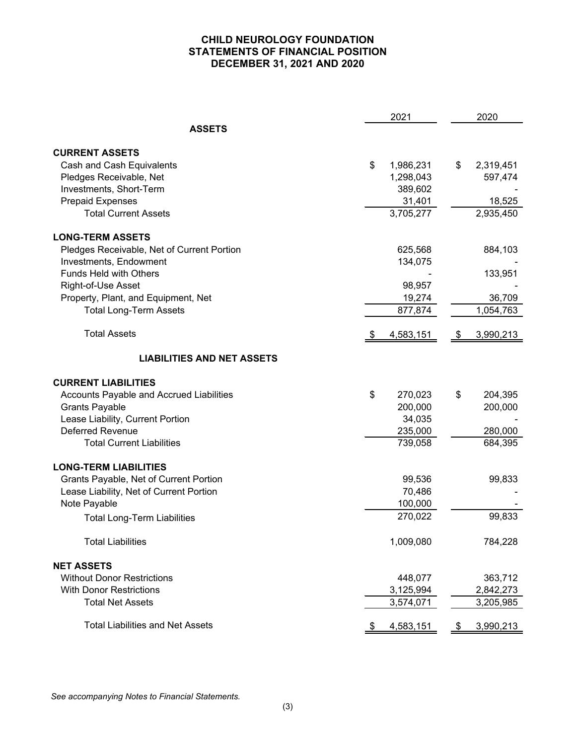# CHILD NEUROLOGY FOUNDATION
## STATEMENTS OF FINANCIAL POSITION
## DECEMBER 31, 2021 AND 2020

| | 2021 | 2020 |
|---|---|---|
| **ASSETS** | | |
| **CURRENT ASSETS** | | |
| Cash and Cash Equivalents | $ 1,986,231 | $ 2,319,451 |
| Pledges Receivable, Net | 1,298,043 | 597,474 |
| Investments, Short-Term | 389,602 | - |
| Prepaid Expenses | 31,401 | 18,525 |
| Total Current Assets | 3,705,277 | 2,935,450 |
| **LONG-TERM ASSETS** | | |
| Pledges Receivable, Net of Current Portion | 625,568 | 884,103 |
| Investments, Endowment | 134,075 | - |
| Funds Held with Others | - | 133,951 |
| Right-of-Use Asset | 98,957 | - |
| Property, Plant, and Equipment, Net | 19,274 | 36,709 |
| Total Long-Term Assets | 877,874 | 1,054,763 |
| Total Assets | $ 4,583,151 | $ 3,990,213 |
| **LIABILITIES AND NET ASSETS** | | |
| **CURRENT LIABILITIES** | | |
| Accounts Payable and Accrued Liabilities | $ 270,023 | $ 204,395 |
| Grants Payable | 200,000 | 200,000 |
| Lease Liability, Current Portion | 34,035 | - |
| Deferred Revenue | 235,000 | 280,000 |
| Total Current Liabilities | 739,058 | 684,395 |
| **LONG-TERM LIABILITIES** | | |
| Grants Payable, Net of Current Portion | 99,536 | 99,833 |
| Lease Liability, Net of Current Portion | 70,486 | - |
| Note Payable | 100,000 | - |
| Total Long-Term Liabilities | 270,022 | 99,833 |
| Total Liabilities | 1,009,080 | 784,228 |
| **NET ASSETS** | | |
| Without Donor Restrictions | 448,077 | 363,712 |
| With Donor Restrictions | 3,125,994 | 2,842,273 |
| Total Net Assets | 3,574,071 | 3,205,985 |
| Total Liabilities and Net Assets | $ 4,583,151 | $ 3,990,213 |

*See accompanying Notes to Financial Statements.*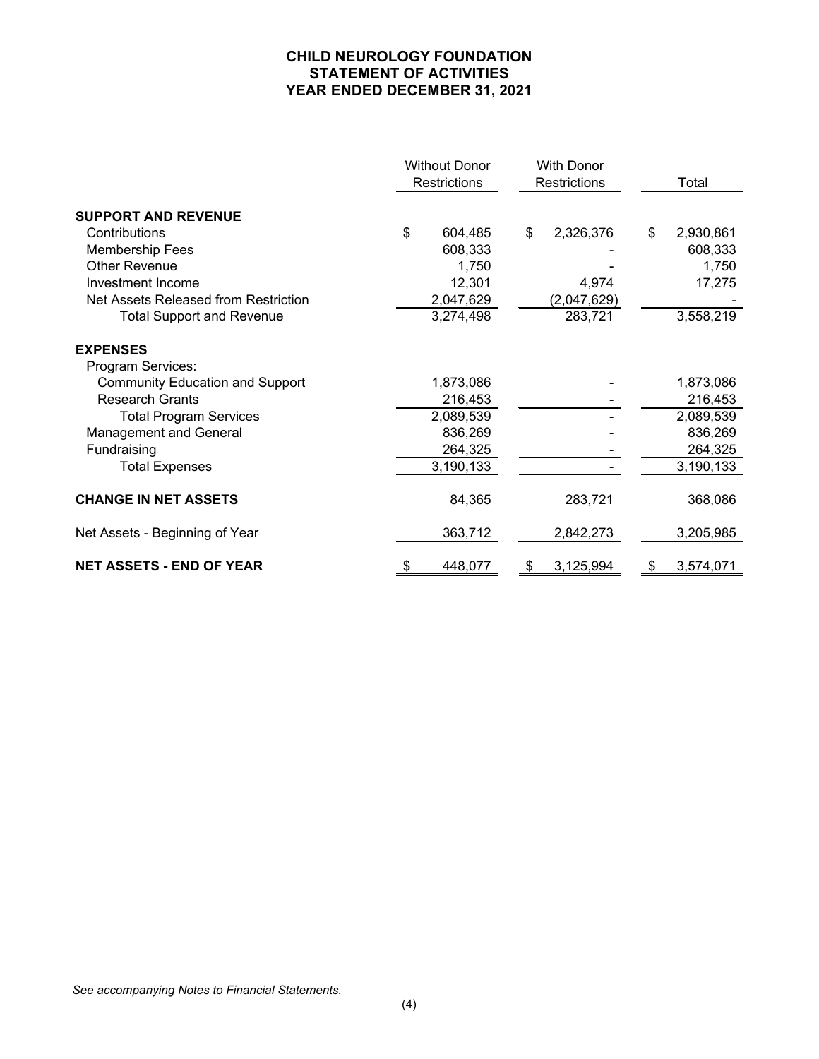# CHILD NEUROLOGY FOUNDATION
## STATEMENT OF ACTIVITIES
## YEAR ENDED DECEMBER 31, 2021

| | Without Donor Restrictions | With Donor Restrictions | Total |
|---|---|---|---|
| **SUPPORT AND REVENUE** | | | |
| Contributions | $ 604,485 | $ 2,326,376 | $ 2,930,861 |
| Membership Fees | 608,333 | - | 608,333 |
| Other Revenue | 1,750 | - | 1,750 |
| Investment Income | 12,301 | 4,974 | 17,275 |
| Net Assets Released from Restriction | 2,047,629 | (2,047,629) | - |
| Total Support and Revenue | 3,274,498 | 283,721 | 3,558,219 |
| **EXPENSES** | | | |
| Program Services: | | | |
| Community Education and Support | 1,873,086 | - | 1,873,086 |
| Research Grants | 216,453 | - | 216,453 |
| Total Program Services | 2,089,539 | - | 2,089,539 |
| Management and General | 836,269 | - | 836,269 |
| Fundraising | 264,325 | - | 264,325 |
| Total Expenses | 3,190,133 | - | 3,190,133 |
| **CHANGE IN NET ASSETS** | 84,365 | 283,721 | 368,086 |
| Net Assets - Beginning of Year | 363,712 | 2,842,273 | 3,205,985 |
| **NET ASSETS - END OF YEAR** | $ 448,077 | $ 3,125,994 | $ 3,574,071 |

*See accompanying Notes to Financial Statements.*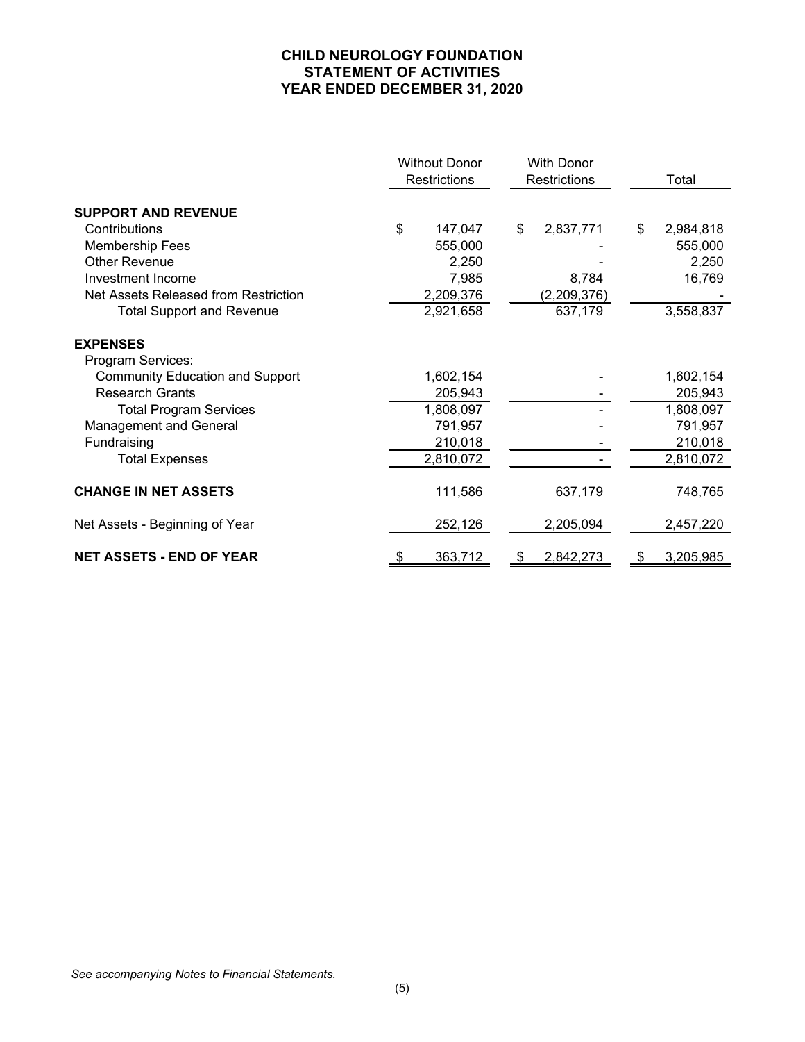# CHILD NEUROLOGY FOUNDATION
## STATEMENT OF ACTIVITIES
## YEAR ENDED DECEMBER 31, 2020

| | Without Donor Restrictions | With Donor Restrictions | Total |
|---|---|---|---|
| **SUPPORT AND REVENUE** | | | |
| Contributions | $ 147,047 | $ 2,837,771 | $ 2,984,818 |
| Membership Fees | 555,000 | - | 555,000 |
| Other Revenue | 2,250 | - | 2,250 |
| Investment Income | 7,985 | 8,784 | 16,769 |
| Net Assets Released from Restriction | 2,209,376 | (2,209,376) | - |
| Total Support and Revenue | 2,921,658 | 637,179 | 3,558,837 |
| **EXPENSES** | | | |
| Program Services: | | | |
| Community Education and Support | 1,602,154 | - | 1,602,154 |
| Research Grants | 205,943 | - | 205,943 |
| Total Program Services | 1,808,097 | - | 1,808,097 |
| Management and General | 791,957 | - | 791,957 |
| Fundraising | 210,018 | - | 210,018 |
| Total Expenses | 2,810,072 | - | 2,810,072 |
| **CHANGE IN NET ASSETS** | 111,586 | 637,179 | 748,765 |
| Net Assets - Beginning of Year | 252,126 | 2,205,094 | 2,457,220 |
| **NET ASSETS - END OF YEAR** | $ 363,712 | $ 2,842,273 | $ 3,205,985 |

*See accompanying Notes to Financial Statements.*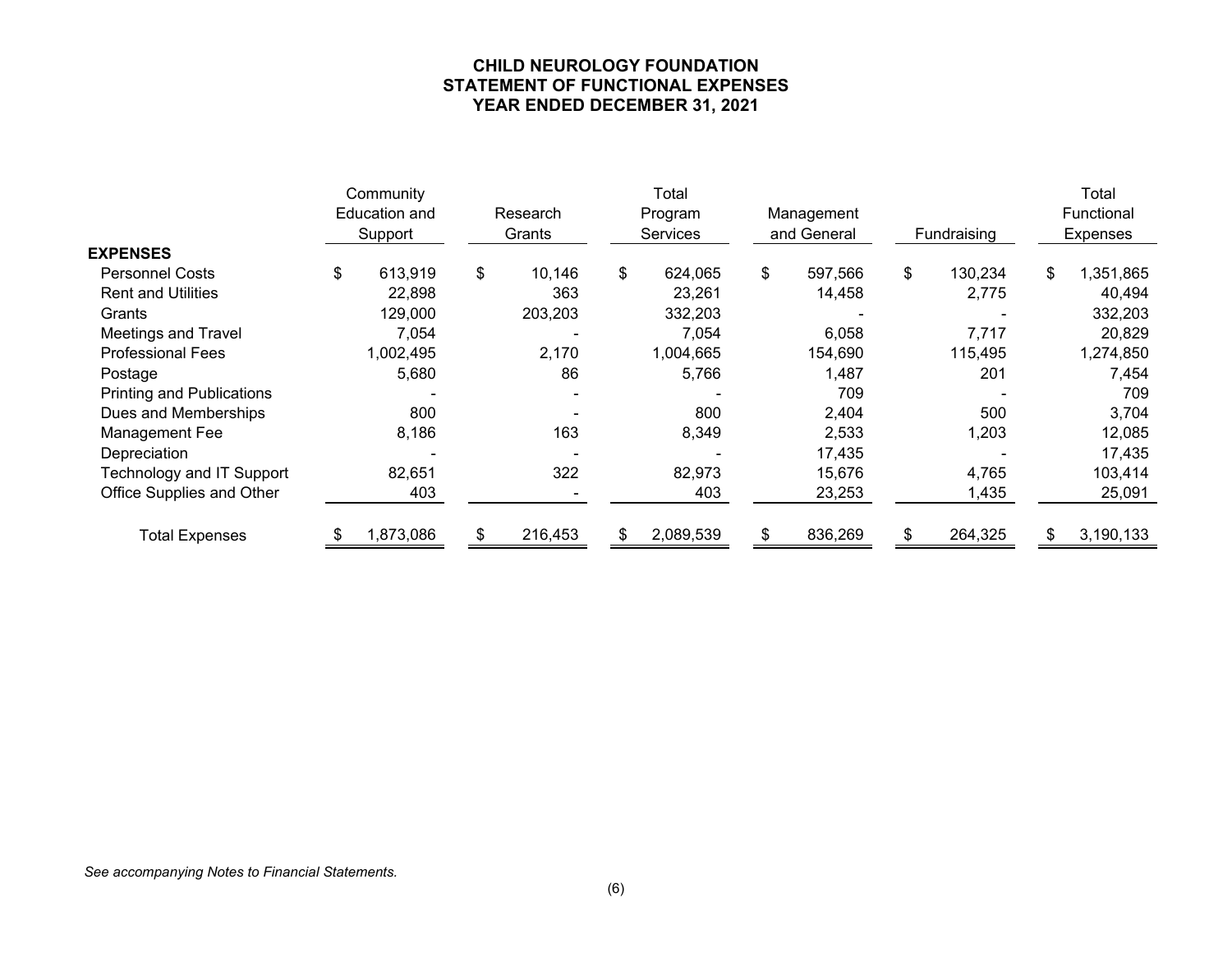# CHILD NEUROLOGY FOUNDATION
## STATEMENT OF FUNCTIONAL EXPENSES
### YEAR ENDED DECEMBER 31, 2021

| | Community Education and Support | Research Grants | Total Program Services | Management and General | Fundraising | Total Functional Expenses |
|---|---|---|---|---|---|---|
| **EXPENSES** | | | | | | |
| Personnel Costs | $ 613,919 | $ 10,146 | $ 624,065 | $ 597,566 | $ 130,234 | $ 1,351,865 |
| Rent and Utilities | 22,898 | 363 | 23,261 | 14,458 | 2,775 | 40,494 |
| Grants | 129,000 | 203,203 | 332,203 | - | - | 332,203 |
| Meetings and Travel | 7,054 | - | 7,054 | 6,058 | 7,717 | 20,829 |
| Professional Fees | 1,002,495 | 2,170 | 1,004,665 | 154,690 | 115,495 | 1,274,850 |
| Postage | 5,680 | 86 | 5,766 | 1,487 | 201 | 7,454 |
| Printing and Publications | - | - | - | 709 | - | 709 |
| Dues and Memberships | 800 | - | 800 | 2,404 | 500 | 3,704 |
| Management Fee | 8,186 | 163 | 8,349 | 2,533 | 1,203 | 12,085 |
| Depreciation | - | - | - | 17,435 | - | 17,435 |
| Technology and IT Support | 82,651 | 322 | 82,973 | 15,676 | 4,765 | 103,414 |
| Office Supplies and Other | 403 | - | 403 | 23,253 | 1,435 | 25,091 |
| Total Expenses | $ 1,873,086 | $ 216,453 | $ 2,089,539 | $ 836,269 | $ 264,325 | $ 3,190,133 |

*See accompanying Notes to Financial Statements.*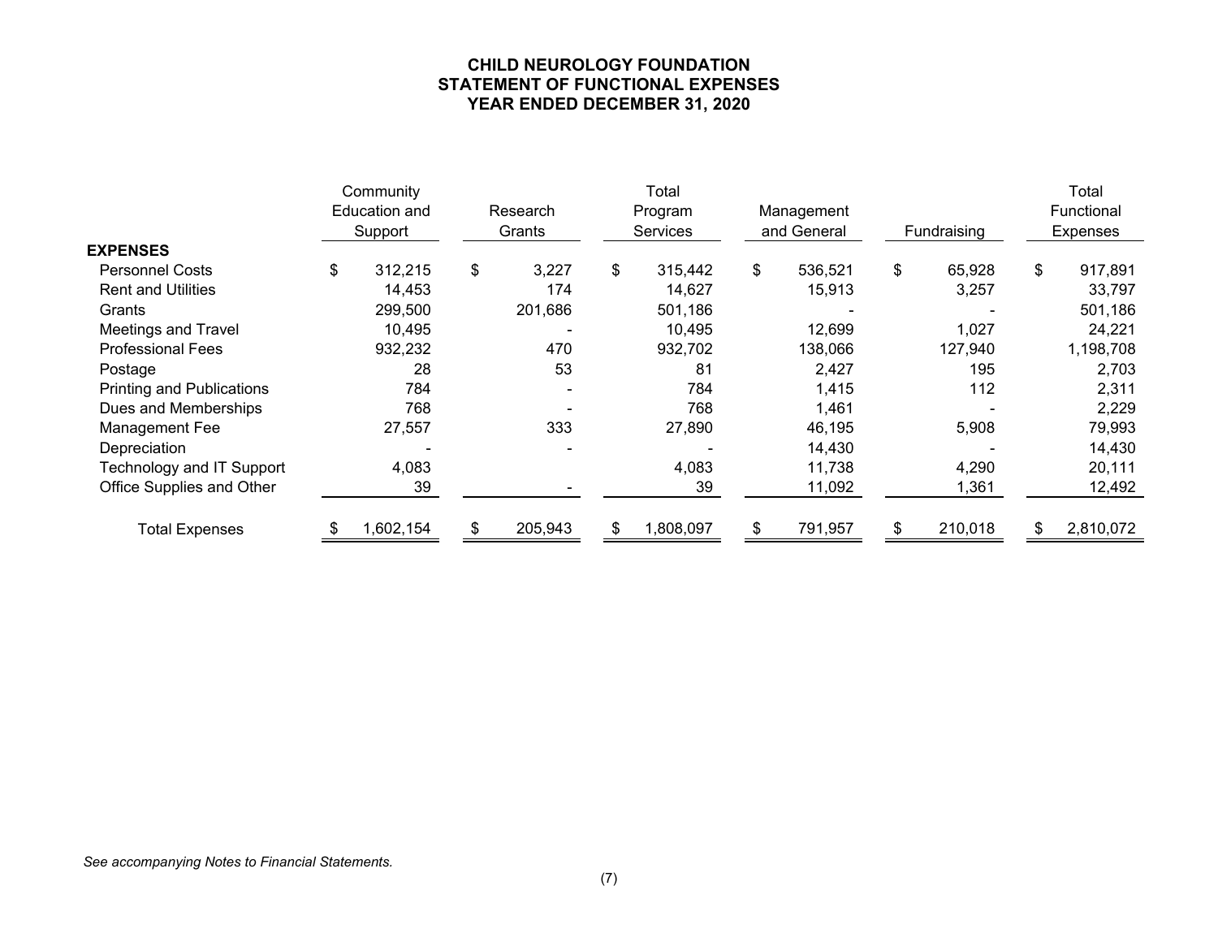**CHILD NEUROLOGY FOUNDATION**
**STATEMENT OF FUNCTIONAL EXPENSES**
**YEAR ENDED DECEMBER 31, 2020**

| | Community Education and Support | Research Grants | Total Program Services | Management and General | Fundraising | Total Functional Expenses |
|---|---|---|---|---|---|---|
| **EXPENSES** | | | | | | |
| Personnel Costs | $ 312,215 | $ 3,227 | $ 315,442 | $ 536,521 | $ 65,928 | $ 917,891 |
| Rent and Utilities | 14,453 | 174 | 14,627 | 15,913 | 3,257 | 33,797 |
| Grants | 299,500 | 201,686 | 501,186 | - | - | 501,186 |
| Meetings and Travel | 10,495 | - | 10,495 | 12,699 | 1,027 | 24,221 |
| Professional Fees | 932,232 | 470 | 932,702 | 138,066 | 127,940 | 1,198,708 |
| Postage | 28 | 53 | 81 | 2,427 | 195 | 2,703 |
| Printing and Publications | 784 | - | 784 | 1,415 | 112 | 2,311 |
| Dues and Memberships | 768 | - | 768 | 1,461 | - | 2,229 |
| Management Fee | 27,557 | 333 | 27,890 | 46,195 | 5,908 | 79,993 |
| Depreciation | - | - | - | 14,430 | - | 14,430 |
| Technology and IT Support | 4,083 | | 4,083 | 11,738 | 4,290 | 20,111 |
| Office Supplies and Other | 39 | - | 39 | 11,092 | 1,361 | 12,492 |
| Total Expenses | $ 1,602,154 | $ 205,943 | $ 1,808,097 | $ 791,957 | $ 210,018 | $ 2,810,072 |

*See accompanying Notes to Financial Statements.*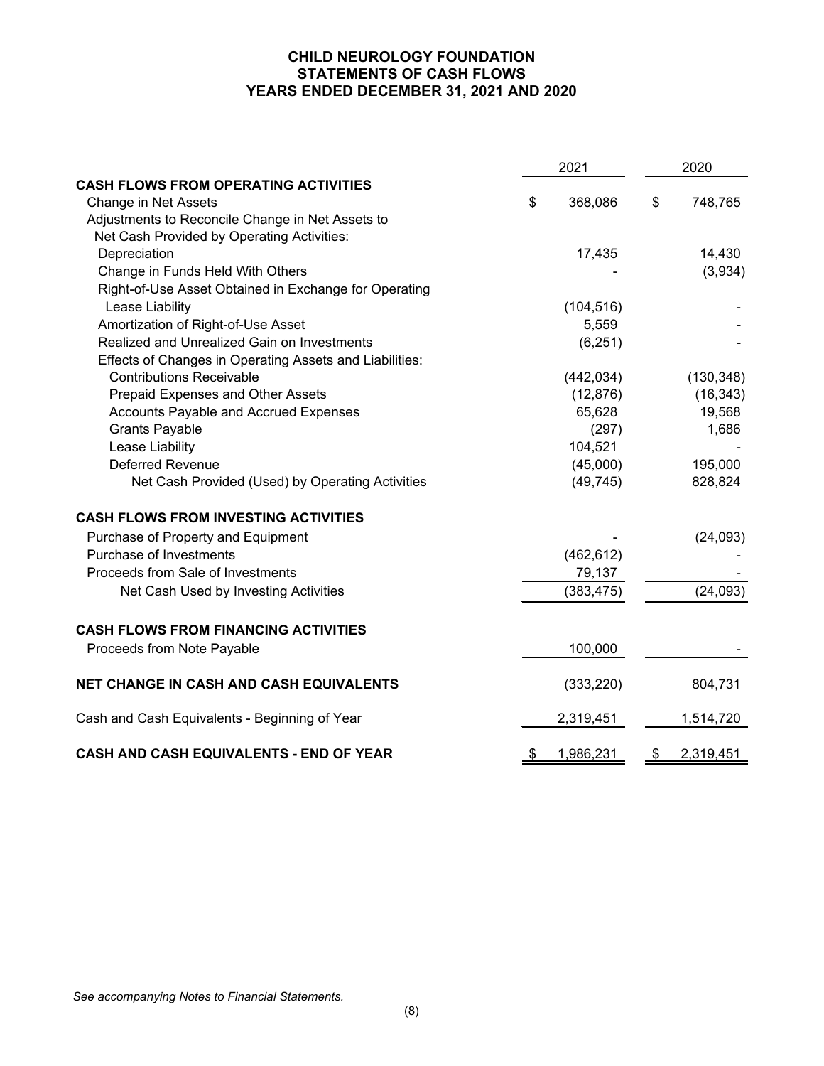# CHILD NEUROLOGY FOUNDATION
## STATEMENTS OF CASH FLOWS
### YEARS ENDED DECEMBER 31, 2021 AND 2020

| | 2021 | 2020 |
|---|---|---|
| **CASH FLOWS FROM OPERATING ACTIVITIES** | | |
| Change in Net Assets | $ 368,086 | $ 748,765 |
| Adjustments to Reconcile Change in Net Assets to Net Cash Provided by Operating Activities: | | |
| Depreciation | 17,435 | 14,430 |
| Change in Funds Held With Others | - | (3,934) |
| Right-of-Use Asset Obtained in Exchange for Operating Lease Liability | (104,516) | - |
| Amortization of Right-of-Use Asset | 5,559 | - |
| Realized and Unrealized Gain on Investments | (6,251) | - |
| Effects of Changes in Operating Assets and Liabilities: | | |
| Contributions Receivable | (442,034) | (130,348) |
| Prepaid Expenses and Other Assets | (12,876) | (16,343) |
| Accounts Payable and Accrued Expenses | 65,628 | 19,568 |
| Grants Payable | (297) | 1,686 |
| Lease Liability | 104,521 | - |
| Deferred Revenue | (45,000) | 195,000 |
| Net Cash Provided (Used) by Operating Activities | (49,745) | 828,824 |
| **CASH FLOWS FROM INVESTING ACTIVITIES** | | |
| Purchase of Property and Equipment | - | (24,093) |
| Purchase of Investments | (462,612) | - |
| Proceeds from Sale of Investments | 79,137 | - |
| Net Cash Used by Investing Activities | (383,475) | (24,093) |
| **CASH FLOWS FROM FINANCING ACTIVITIES** | | |
| Proceeds from Note Payable | 100,000 | - |
| **NET CHANGE IN CASH AND CASH EQUIVALENTS** | (333,220) | 804,731 |
| Cash and Cash Equivalents - Beginning of Year | 2,319,451 | 1,514,720 |
| **CASH AND CASH EQUIVALENTS - END OF YEAR** | $ 1,986,231 | $ 2,319,451 |

*See accompanying Notes to Financial Statements.*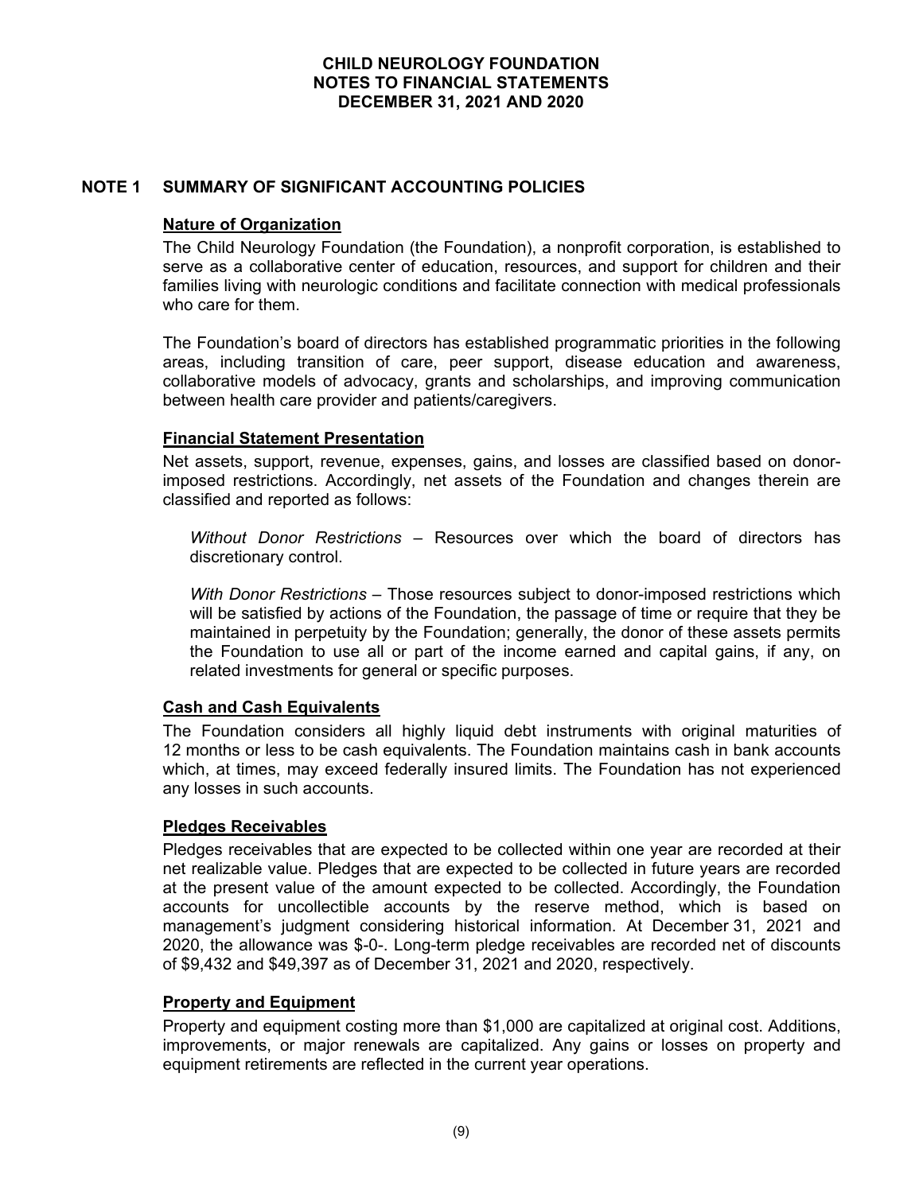# CHILD NEUROLOGY FOUNDATION
# NOTES TO FINANCIAL STATEMENTS
# DECEMBER 31, 2021 AND 2020

## NOTE 1 SUMMARY OF SIGNIFICANT ACCOUNTING POLICIES

### Nature of Organization

The Child Neurology Foundation (the Foundation), a nonprofit corporation, is established to serve as a collaborative center of education, resources, and support for children and their families living with neurologic conditions and facilitate connection with medical professionals who care for them.

The Foundation's board of directors has established programmatic priorities in the following areas, including transition of care, peer support, disease education and awareness, collaborative models of advocacy, grants and scholarships, and improving communication between health care provider and patients/caregivers.

### Financial Statement Presentation

Net assets, support, revenue, expenses, gains, and losses are classified based on donor-imposed restrictions. Accordingly, net assets of the Foundation and changes therein are classified and reported as follows:

*Without Donor Restrictions* – Resources over which the board of directors has discretionary control.

*With Donor Restrictions* – Those resources subject to donor-imposed restrictions which will be satisfied by actions of the Foundation, the passage of time or require that they be maintained in perpetuity by the Foundation; generally, the donor of these assets permits the Foundation to use all or part of the income earned and capital gains, if any, on related investments for general or specific purposes.

### Cash and Cash Equivalents

The Foundation considers all highly liquid debt instruments with original maturities of 12 months or less to be cash equivalents. The Foundation maintains cash in bank accounts which, at times, may exceed federally insured limits. The Foundation has not experienced any losses in such accounts.

### Pledges Receivables

Pledges receivables that are expected to be collected within one year are recorded at their net realizable value. Pledges that are expected to be collected in future years are recorded at the present value of the amount expected to be collected. Accordingly, the Foundation accounts for uncollectible accounts by the reserve method, which is based on management's judgment considering historical information. At December 31, 2021 and 2020, the allowance was $-0-. Long-term pledge receivables are recorded net of discounts of $9,432 and $49,397 as of December 31, 2021 and 2020, respectively.

### Property and Equipment

Property and equipment costing more than $1,000 are capitalized at original cost. Additions, improvements, or major renewals are capitalized. Any gains or losses on property and equipment retirements are reflected in the current year operations.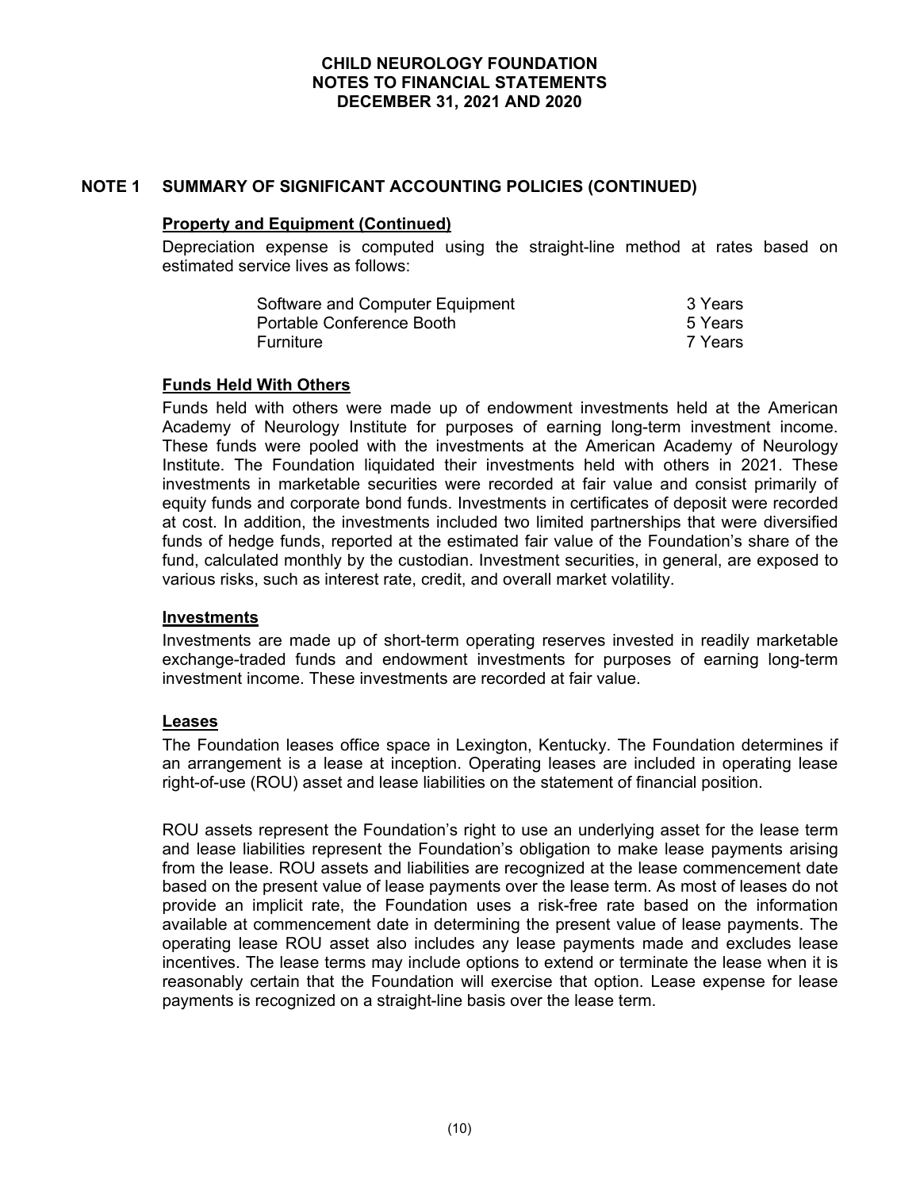## NOTE 1 SUMMARY OF SIGNIFICANT ACCOUNTING POLICIES (CONTINUED)

### Property and Equipment (Continued)

Depreciation expense is computed using the straight-line method at rates based on estimated service lives as follows:

| | |
|---|---|
| Software and Computer Equipment | 3 Years |
| Portable Conference Booth | 5 Years |
| Furniture | 7 Years |

### Funds Held With Others

Funds held with others were made up of endowment investments held at the American Academy of Neurology Institute for purposes of earning long-term investment income. These funds were pooled with the investments at the American Academy of Neurology Institute. The Foundation liquidated their investments held with others in 2021. These investments in marketable securities were recorded at fair value and consist primarily of equity funds and corporate bond funds. Investments in certificates of deposit were recorded at cost. In addition, the investments included two limited partnerships that were diversified funds of hedge funds, reported at the estimated fair value of the Foundation's share of the fund, calculated monthly by the custodian. Investment securities, in general, are exposed to various risks, such as interest rate, credit, and overall market volatility.

### Investments

Investments are made up of short-term operating reserves invested in readily marketable exchange-traded funds and endowment investments for purposes of earning long-term investment income. These investments are recorded at fair value.

### Leases

The Foundation leases office space in Lexington, Kentucky. The Foundation determines if an arrangement is a lease at inception. Operating leases are included in operating lease right-of-use (ROU) asset and lease liabilities on the statement of financial position.

ROU assets represent the Foundation's right to use an underlying asset for the lease term and lease liabilities represent the Foundation's obligation to make lease payments arising from the lease. ROU assets and liabilities are recognized at the lease commencement date based on the present value of lease payments over the lease term. As most of leases do not provide an implicit rate, the Foundation uses a risk-free rate based on the information available at commencement date in determining the present value of lease payments. The operating lease ROU asset also includes any lease payments made and excludes lease incentives. The lease terms may include options to extend or terminate the lease when it is reasonably certain that the Foundation will exercise that option. Lease expense for lease payments is recognized on a straight-line basis over the lease term.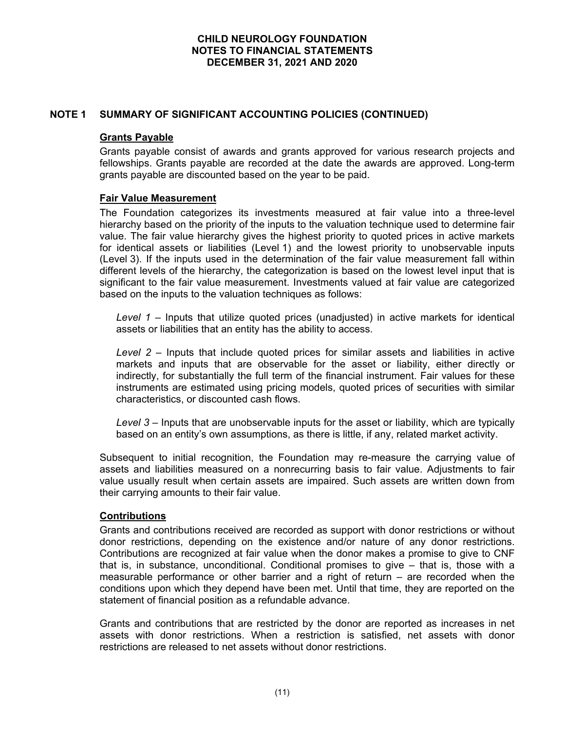## NOTE 1 SUMMARY OF SIGNIFICANT ACCOUNTING POLICIES (CONTINUED)

### Grants Payable

Grants payable consist of awards and grants approved for various research projects and fellowships. Grants payable are recorded at the date the awards are approved. Long-term grants payable are discounted based on the year to be paid.

### Fair Value Measurement

The Foundation categorizes its investments measured at fair value into a three-level hierarchy based on the priority of the inputs to the valuation technique used to determine fair value. The fair value hierarchy gives the highest priority to quoted prices in active markets for identical assets or liabilities (Level 1) and the lowest priority to unobservable inputs (Level 3). If the inputs used in the determination of the fair value measurement fall within different levels of the hierarchy, the categorization is based on the lowest level input that is significant to the fair value measurement. Investments valued at fair value are categorized based on the inputs to the valuation techniques as follows:

*Level 1* – Inputs that utilize quoted prices (unadjusted) in active markets for identical assets or liabilities that an entity has the ability to access.

*Level 2* – Inputs that include quoted prices for similar assets and liabilities in active markets and inputs that are observable for the asset or liability, either directly or indirectly, for substantially the full term of the financial instrument. Fair values for these instruments are estimated using pricing models, quoted prices of securities with similar characteristics, or discounted cash flows.

*Level 3* – Inputs that are unobservable inputs for the asset or liability, which are typically based on an entity's own assumptions, as there is little, if any, related market activity.

Subsequent to initial recognition, the Foundation may re-measure the carrying value of assets and liabilities measured on a nonrecurring basis to fair value. Adjustments to fair value usually result when certain assets are impaired. Such assets are written down from their carrying amounts to their fair value.

### Contributions

Grants and contributions received are recorded as support with donor restrictions or without donor restrictions, depending on the existence and/or nature of any donor restrictions. Contributions are recognized at fair value when the donor makes a promise to give to CNF that is, in substance, unconditional. Conditional promises to give – that is, those with a measurable performance or other barrier and a right of return – are recorded when the conditions upon which they depend have been met. Until that time, they are reported on the statement of financial position as a refundable advance.

Grants and contributions that are restricted by the donor are reported as increases in net assets with donor restrictions. When a restriction is satisfied, net assets with donor restrictions are released to net assets without donor restrictions.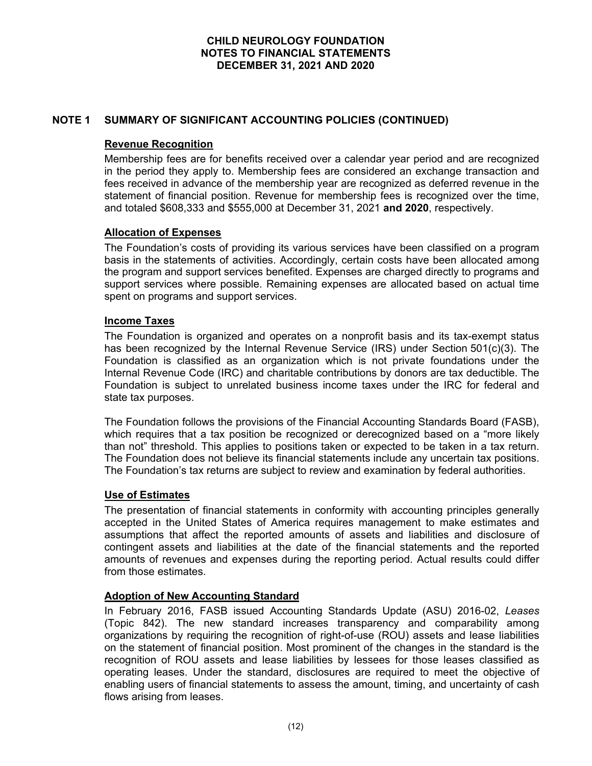**CHILD NEUROLOGY FOUNDATION**
**NOTES TO FINANCIAL STATEMENTS**
**DECEMBER 31, 2021 AND 2020**

## NOTE 1 SUMMARY OF SIGNIFICANT ACCOUNTING POLICIES (CONTINUED)

### Revenue Recognition

Membership fees are for benefits received over a calendar year period and are recognized in the period they apply to. Membership fees are considered an exchange transaction and fees received in advance of the membership year are recognized as deferred revenue in the statement of financial position. Revenue for membership fees is recognized over the time, and totaled $608,333 and $555,000 at December 31, 2021 **and 2020**, respectively.

### Allocation of Expenses

The Foundation's costs of providing its various services have been classified on a program basis in the statements of activities. Accordingly, certain costs have been allocated among the program and support services benefited. Expenses are charged directly to programs and support services where possible. Remaining expenses are allocated based on actual time spent on programs and support services.

### Income Taxes

The Foundation is organized and operates on a nonprofit basis and its tax-exempt status has been recognized by the Internal Revenue Service (IRS) under Section 501(c)(3). The Foundation is classified as an organization which is not private foundations under the Internal Revenue Code (IRC) and charitable contributions by donors are tax deductible. The Foundation is subject to unrelated business income taxes under the IRC for federal and state tax purposes.

The Foundation follows the provisions of the Financial Accounting Standards Board (FASB), which requires that a tax position be recognized or derecognized based on a "more likely than not" threshold. This applies to positions taken or expected to be taken in a tax return. The Foundation does not believe its financial statements include any uncertain tax positions. The Foundation's tax returns are subject to review and examination by federal authorities.

### Use of Estimates

The presentation of financial statements in conformity with accounting principles generally accepted in the United States of America requires management to make estimates and assumptions that affect the reported amounts of assets and liabilities and disclosure of contingent assets and liabilities at the date of the financial statements and the reported amounts of revenues and expenses during the reporting period. Actual results could differ from those estimates.

### Adoption of New Accounting Standard

In February 2016, FASB issued Accounting Standards Update (ASU) 2016-02, *Leases* (Topic 842). The new standard increases transparency and comparability among organizations by requiring the recognition of right-of-use (ROU) assets and lease liabilities on the statement of financial position. Most prominent of the changes in the standard is the recognition of ROU assets and lease liabilities by lessees for those leases classified as operating leases. Under the standard, disclosures are required to meet the objective of enabling users of financial statements to assess the amount, timing, and uncertainty of cash flows arising from leases.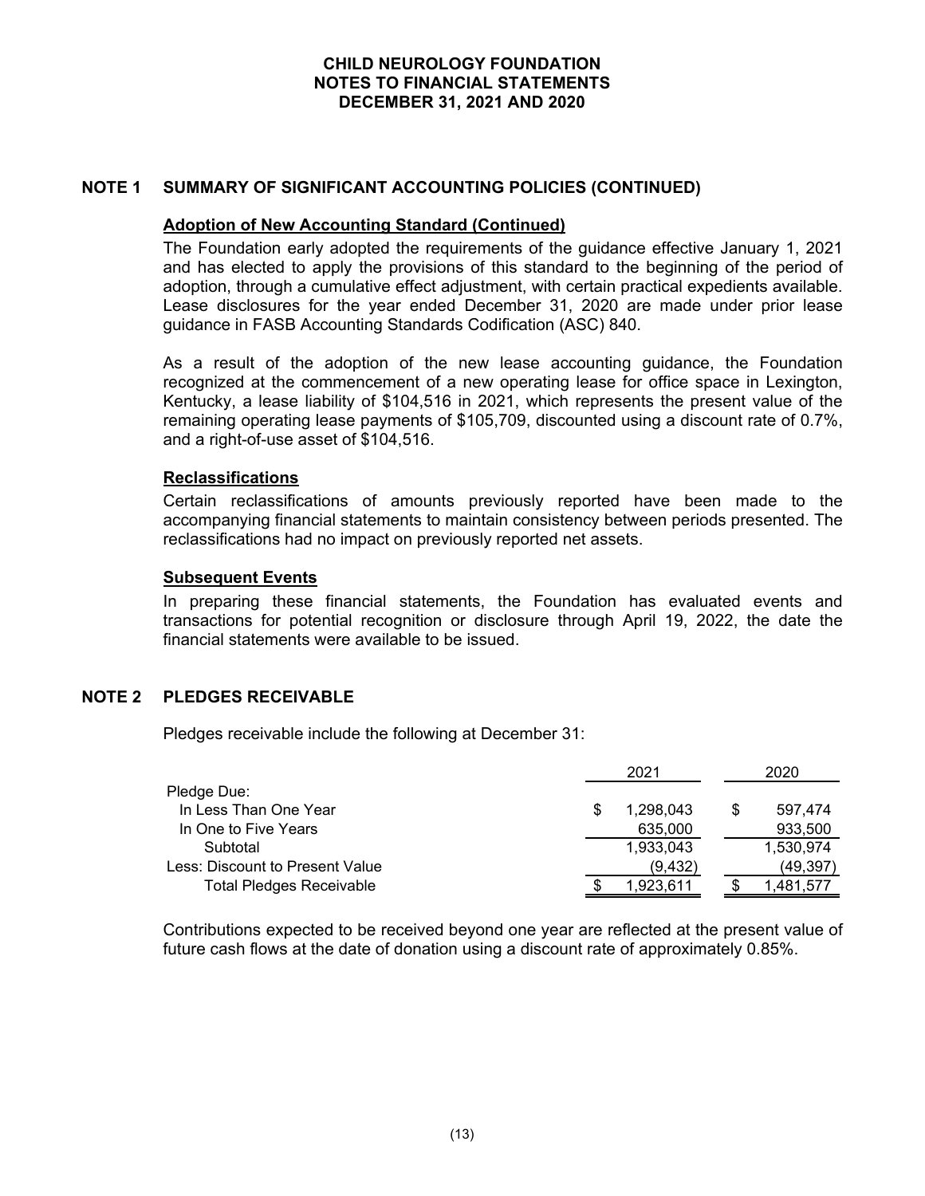## NOTE 1 SUMMARY OF SIGNIFICANT ACCOUNTING POLICIES (CONTINUED)

### Adoption of New Accounting Standard (Continued)

The Foundation early adopted the requirements of the guidance effective January 1, 2021 and has elected to apply the provisions of this standard to the beginning of the period of adoption, through a cumulative effect adjustment, with certain practical expedients available. Lease disclosures for the year ended December 31, 2020 are made under prior lease guidance in FASB Accounting Standards Codification (ASC) 840.

As a result of the adoption of the new lease accounting guidance, the Foundation recognized at the commencement of a new operating lease for office space in Lexington, Kentucky, a lease liability of $104,516 in 2021, which represents the present value of the remaining operating lease payments of $105,709, discounted using a discount rate of 0.7%, and a right-of-use asset of $104,516.

### Reclassifications

Certain reclassifications of amounts previously reported have been made to the accompanying financial statements to maintain consistency between periods presented. The reclassifications had no impact on previously reported net assets.

### Subsequent Events

In preparing these financial statements, the Foundation has evaluated events and transactions for potential recognition or disclosure through April 19, 2022, the date the financial statements were available to be issued.

## NOTE 2 PLEDGES RECEIVABLE

Pledges receivable include the following at December 31:

| | 2021 | 2020 |
|---|---|---|
| Pledge Due: | | |
| In Less Than One Year | $ 1,298,043 | $ 597,474 |
| In One to Five Years | 635,000 | 933,500 |
| Subtotal | 1,933,043 | 1,530,974 |
| Less: Discount to Present Value | (9,432) | (49,397) |
| Total Pledges Receivable | $ 1,923,611 | $ 1,481,577 |

Contributions expected to be received beyond one year are reflected at the present value of future cash flows at the date of donation using a discount rate of approximately 0.85%.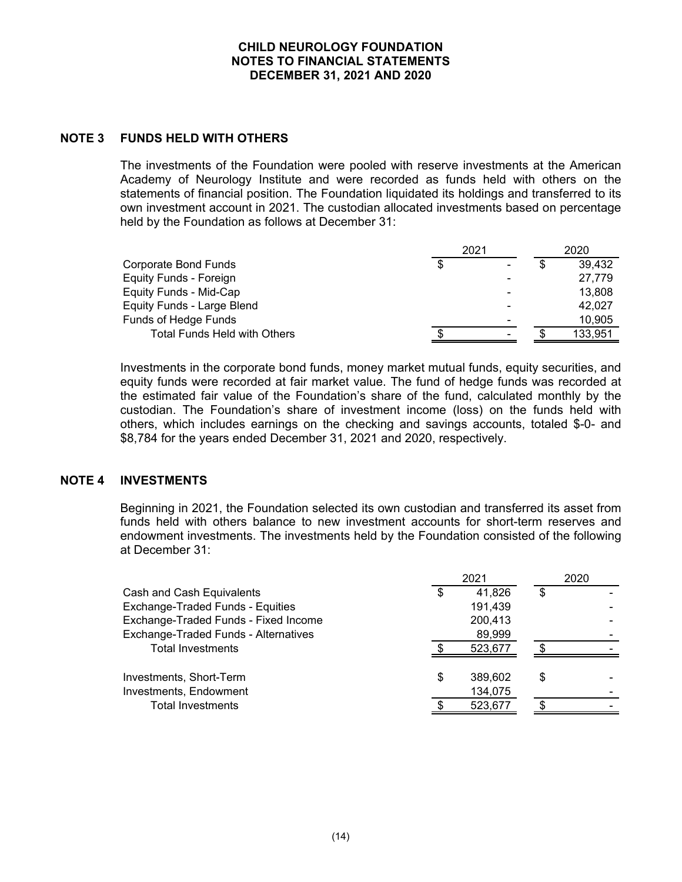**CHILD NEUROLOGY FOUNDATION**
**NOTES TO FINANCIAL STATEMENTS**
**DECEMBER 31, 2021 AND 2020**

## NOTE 3 FUNDS HELD WITH OTHERS

The investments of the Foundation were pooled with reserve investments at the American Academy of Neurology Institute and were recorded as funds held with others on the statements of financial position. The Foundation liquidated its holdings and transferred to its own investment account in 2021. The custodian allocated investments based on percentage held by the Foundation as follows at December 31:

| | 2021 | 2020 |
|---|---|---|
| Corporate Bond Funds | $ - | $ 39,432 |
| Equity Funds - Foreign | - | 27,779 |
| Equity Funds - Mid-Cap | - | 13,808 |
| Equity Funds - Large Blend | - | 42,027 |
| Funds of Hedge Funds | - | 10,905 |
| Total Funds Held with Others | $ - | $ 133,951 |

Investments in the corporate bond funds, money market mutual funds, equity securities, and equity funds were recorded at fair market value. The fund of hedge funds was recorded at the estimated fair value of the Foundation's share of the fund, calculated monthly by the custodian. The Foundation's share of investment income (loss) on the funds held with others, which includes earnings on the checking and savings accounts, totaled $-0- and $8,784 for the years ended December 31, 2021 and 2020, respectively.

## NOTE 4 INVESTMENTS

Beginning in 2021, the Foundation selected its own custodian and transferred its asset from funds held with others balance to new investment accounts for short-term reserves and endowment investments. The investments held by the Foundation consisted of the following at December 31:

| | 2021 | 2020 |
|---|---|---|
| Cash and Cash Equivalents | $ 41,826 | $ - |
| Exchange-Traded Funds - Equities | 191,439 | - |
| Exchange-Traded Funds - Fixed Income | 200,413 | - |
| Exchange-Traded Funds - Alternatives | 89,999 | - |
| Total Investments | $ 523,677 | $ - |
| | | |
| Investments, Short-Term | $ 389,602 | $ - |
| Investments, Endowment | 134,075 | - |
| Total Investments | $ 523,677 | $ - |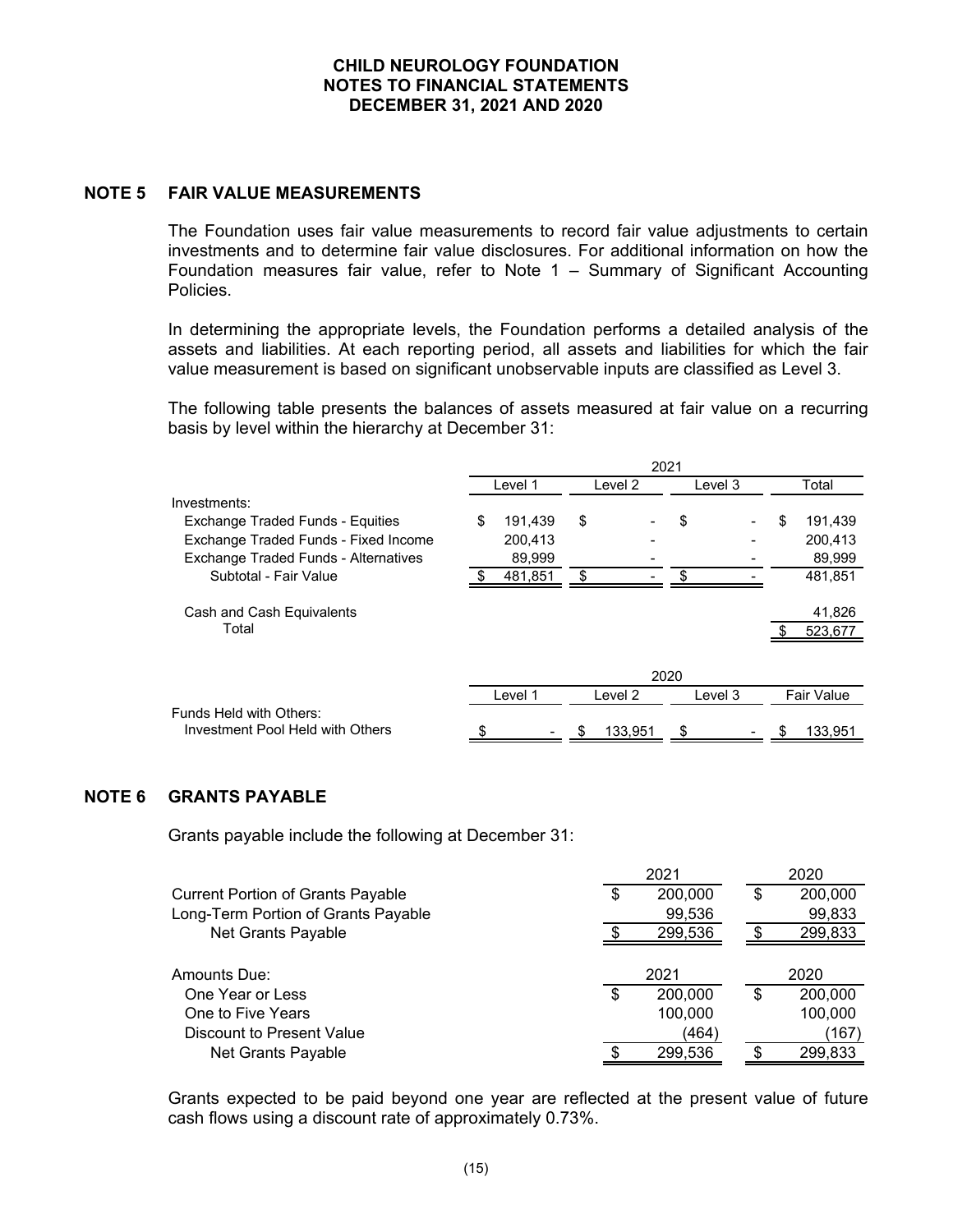**CHILD NEUROLOGY FOUNDATION**
**NOTES TO FINANCIAL STATEMENTS**
**DECEMBER 31, 2021 AND 2020**

## NOTE 5 FAIR VALUE MEASUREMENTS

The Foundation uses fair value measurements to record fair value adjustments to certain investments and to determine fair value disclosures. For additional information on how the Foundation measures fair value, refer to Note 1 – Summary of Significant Accounting Policies.

In determining the appropriate levels, the Foundation performs a detailed analysis of the assets and liabilities. At each reporting period, all assets and liabilities for which the fair value measurement is based on significant unobservable inputs are classified as Level 3.

The following table presents the balances of assets measured at fair value on a recurring basis by level within the hierarchy at December 31:

| | 2021 | | | |
|---|---|---|---|---|
| | Level 1 | Level 2 | Level 3 | Total |
| Investments: | | | | |
| Exchange Traded Funds - Equities | $ 191,439 | $ - | $ - | $ 191,439 |
| Exchange Traded Funds - Fixed Income | 200,413 | - | - | 200,413 |
| Exchange Traded Funds - Alternatives | 89,999 | - | - | 89,999 |
| Subtotal - Fair Value | $ 481,851 | $ - | $ - | 481,851 |
| Cash and Cash Equivalents | | | | 41,826 |
| Total | | | | $ 523,677 |

| | 2020 | | | |
|---|---|---|---|---|
| | Level 1 | Level 2 | Level 3 | Fair Value |
| Funds Held with Others: | | | | |
| Investment Pool Held with Others | $ - | $ 133,951 | $ - | $ 133,951 |

## NOTE 6 GRANTS PAYABLE

Grants payable include the following at December 31:

| | 2021 | 2020 |
|---|---|---|
| Current Portion of Grants Payable | $ 200,000 | $ 200,000 |
| Long-Term Portion of Grants Payable | 99,536 | 99,833 |
| Net Grants Payable | $ 299,536 | $ 299,833 |

| Amounts Due: | 2021 | 2020 |
|---|---|---|
| One Year or Less | $ 200,000 | $ 200,000 |
| One to Five Years | 100,000 | 100,000 |
| Discount to Present Value | (464) | (167) |
| Net Grants Payable | $ 299,536 | $ 299,833 |

Grants expected to be paid beyond one year are reflected at the present value of future cash flows using a discount rate of approximately 0.73%.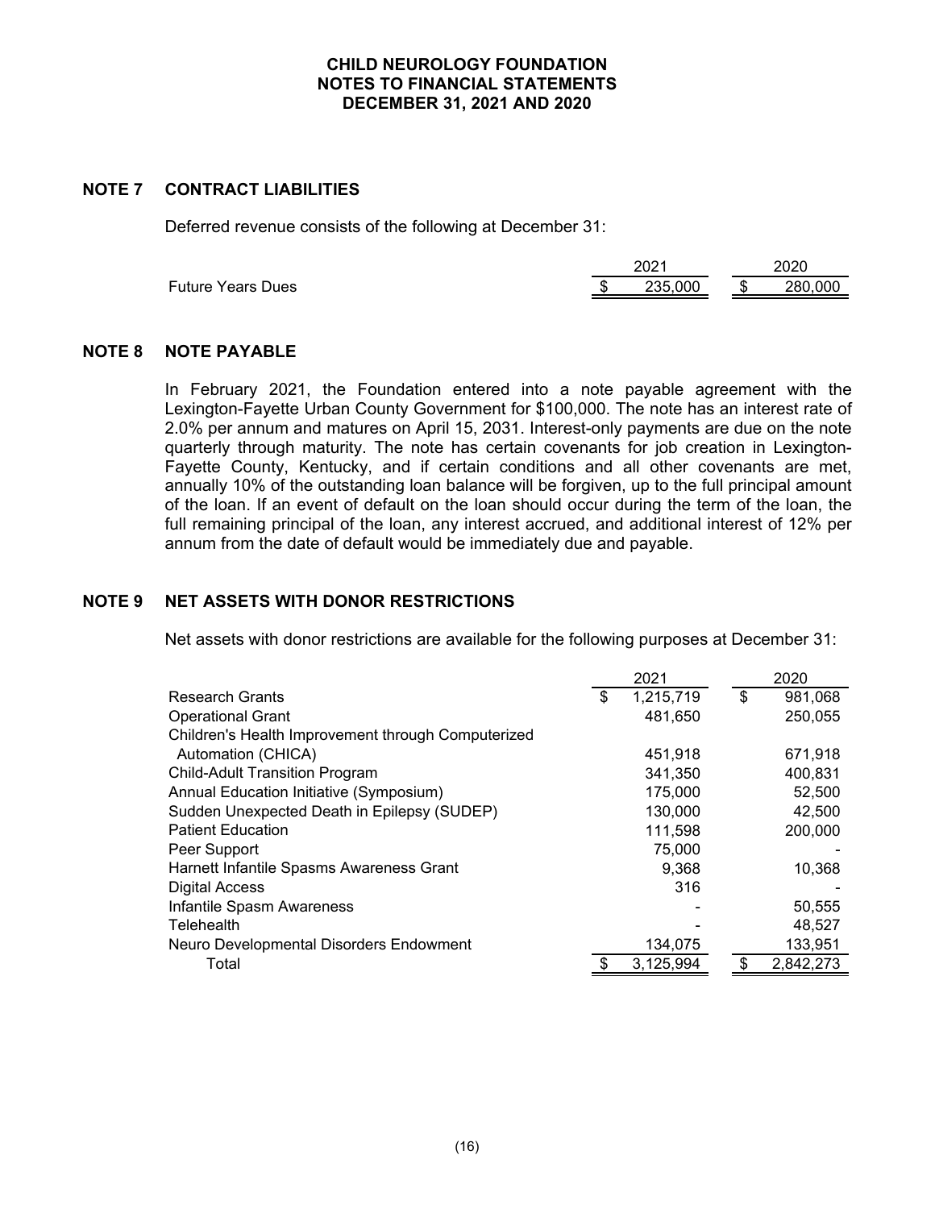# CHILD NEUROLOGY FOUNDATION
## NOTES TO FINANCIAL STATEMENTS
## DECEMBER 31, 2021 AND 2020

## NOTE 7 CONTRACT LIABILITIES

Deferred revenue consists of the following at December 31:

| | 2021 | 2020 |
|---|---|---|
| Future Years Dues | $ 235,000 | $ 280,000 |

## NOTE 8 NOTE PAYABLE

In February 2021, the Foundation entered into a note payable agreement with the Lexington-Fayette Urban County Government for $100,000. The note has an interest rate of 2.0% per annum and matures on April 15, 2031. Interest-only payments are due on the note quarterly through maturity. The note has certain covenants for job creation in Lexington-Fayette County, Kentucky, and if certain conditions and all other covenants are met, annually 10% of the outstanding loan balance will be forgiven, up to the full principal amount of the loan. If an event of default on the loan should occur during the term of the loan, the full remaining principal of the loan, any interest accrued, and additional interest of 12% per annum from the date of default would be immediately due and payable.

## NOTE 9 NET ASSETS WITH DONOR RESTRICTIONS

Net assets with donor restrictions are available for the following purposes at December 31:

| | 2021 | 2020 |
|---|---|---|
| Research Grants | $ 1,215,719 | $ 981,068 |
| Operational Grant | 481,650 | 250,055 |
| Children's Health Improvement through Computerized Automation (CHICA) | 451,918 | 671,918 |
| Child-Adult Transition Program | 341,350 | 400,831 |
| Annual Education Initiative (Symposium) | 175,000 | 52,500 |
| Sudden Unexpected Death in Epilepsy (SUDEP) | 130,000 | 42,500 |
| Patient Education | 111,598 | 200,000 |
| Peer Support | 75,000 | - |
| Harnett Infantile Spasms Awareness Grant | 9,368 | 10,368 |
| Digital Access | 316 | - |
| Infantile Spasm Awareness | - | 50,555 |
| Telehealth | - | 48,527 |
| Neuro Developmental Disorders Endowment | 134,075 | 133,951 |
| Total | $ 3,125,994 | $ 2,842,273 |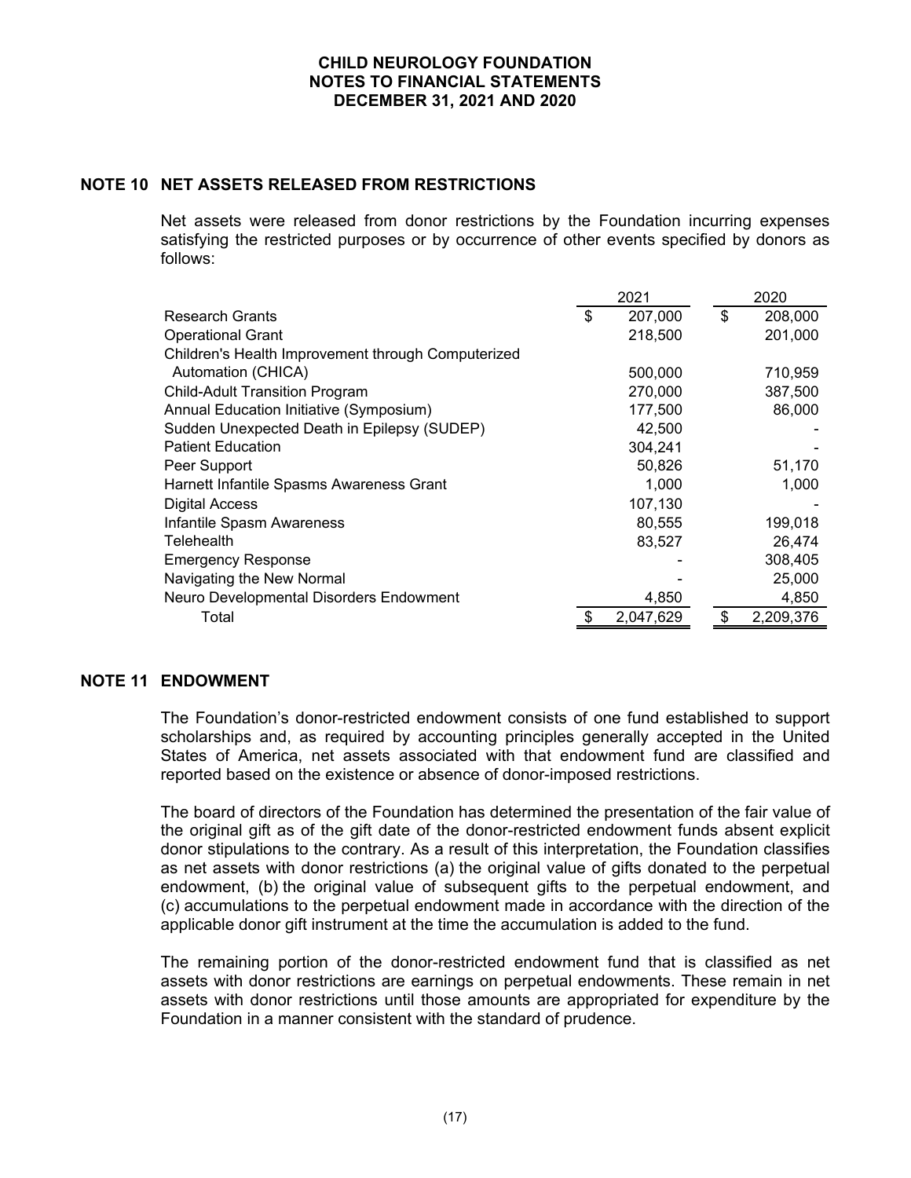## NOTE 10 NET ASSETS RELEASED FROM RESTRICTIONS

Net assets were released from donor restrictions by the Foundation incurring expenses satisfying the restricted purposes or by occurrence of other events specified by donors as follows:

| | 2021 | 2020 |
|---|---|---|
| Research Grants | $ 207,000 | $ 208,000 |
| Operational Grant | 218,500 | 201,000 |
| Children's Health Improvement through Computerized Automation (CHICA) | 500,000 | 710,959 |
| Child-Adult Transition Program | 270,000 | 387,500 |
| Annual Education Initiative (Symposium) | 177,500 | 86,000 |
| Sudden Unexpected Death in Epilepsy (SUDEP) | 42,500 | - |
| Patient Education | 304,241 | - |
| Peer Support | 50,826 | 51,170 |
| Harnett Infantile Spasms Awareness Grant | 1,000 | 1,000 |
| Digital Access | 107,130 | - |
| Infantile Spasm Awareness | 80,555 | 199,018 |
| Telehealth | 83,527 | 26,474 |
| Emergency Response | - | 308,405 |
| Navigating the New Normal | - | 25,000 |
| Neuro Developmental Disorders Endowment | 4,850 | 4,850 |
| Total | $ 2,047,629 | $ 2,209,376 |

## NOTE 11 ENDOWMENT

The Foundation's donor-restricted endowment consists of one fund established to support scholarships and, as required by accounting principles generally accepted in the United States of America, net assets associated with that endowment fund are classified and reported based on the existence or absence of donor-imposed restrictions.

The board of directors of the Foundation has determined the presentation of the fair value of the original gift as of the gift date of the donor-restricted endowment funds absent explicit donor stipulations to the contrary. As a result of this interpretation, the Foundation classifies as net assets with donor restrictions (a) the original value of gifts donated to the perpetual endowment, (b) the original value of subsequent gifts to the perpetual endowment, and (c) accumulations to the perpetual endowment made in accordance with the direction of the applicable donor gift instrument at the time the accumulation is added to the fund.

The remaining portion of the donor-restricted endowment fund that is classified as net assets with donor restrictions are earnings on perpetual endowments. These remain in net assets with donor restrictions until those amounts are appropriated for expenditure by the Foundation in a manner consistent with the standard of prudence.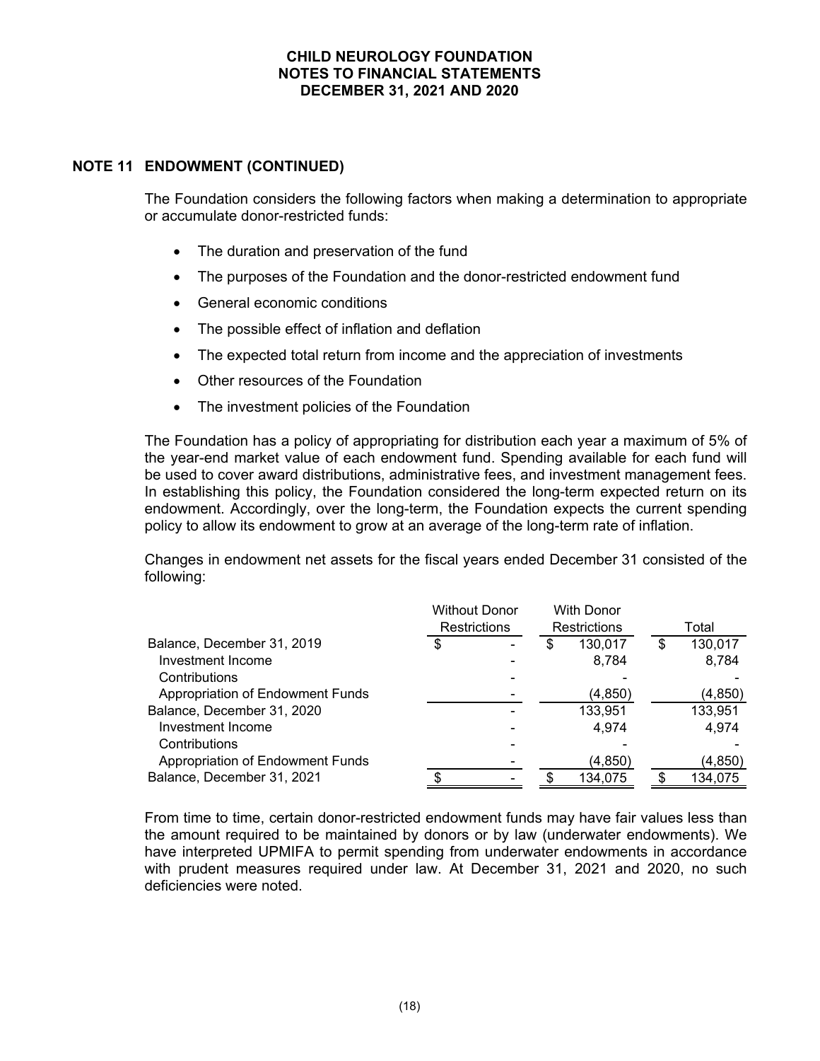## NOTE 11 ENDOWMENT (CONTINUED)

The Foundation considers the following factors when making a determination to appropriate or accumulate donor-restricted funds:

- The duration and preservation of the fund
- The purposes of the Foundation and the donor-restricted endowment fund
- General economic conditions
- The possible effect of inflation and deflation
- The expected total return from income and the appreciation of investments
- Other resources of the Foundation
- The investment policies of the Foundation

The Foundation has a policy of appropriating for distribution each year a maximum of 5% of the year-end market value of each endowment fund. Spending available for each fund will be used to cover award distributions, administrative fees, and investment management fees. In establishing this policy, the Foundation considered the long-term expected return on its endowment. Accordingly, over the long-term, the Foundation expects the current spending policy to allow its endowment to grow at an average of the long-term rate of inflation.

Changes in endowment net assets for the fiscal years ended December 31 consisted of the following:

| | Without Donor Restrictions | With Donor Restrictions | Total |
|---|---|---|---|
| Balance, December 31, 2019 | $ - | $ 130,017 | $ 130,017 |
| Investment Income | - | 8,784 | 8,784 |
| Contributions | - | - | - |
| Appropriation of Endowment Funds | - | (4,850) | (4,850) |
| Balance, December 31, 2020 | - | 133,951 | 133,951 |
| Investment Income | - | 4,974 | 4,974 |
| Contributions | - | - | - |
| Appropriation of Endowment Funds | - | (4,850) | (4,850) |
| Balance, December 31, 2021 | $ - | $ 134,075 | $ 134,075 |

From time to time, certain donor-restricted endowment funds may have fair values less than the amount required to be maintained by donors or by law (underwater endowments). We have interpreted UPMIFA to permit spending from underwater endowments in accordance with prudent measures required under law. At December 31, 2021 and 2020, no such deficiencies were noted.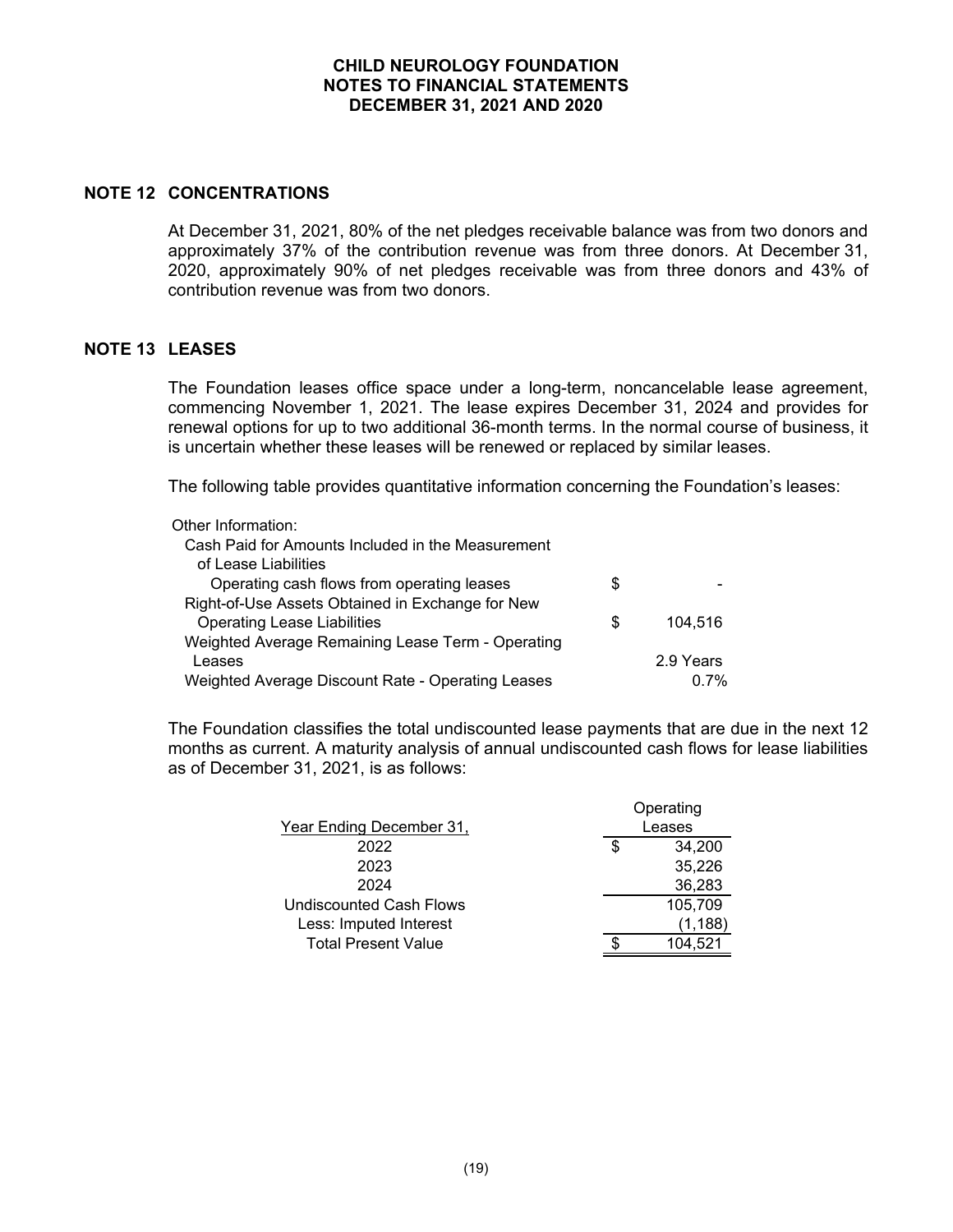## NOTE 12 CONCENTRATIONS

At December 31, 2021, 80% of the net pledges receivable balance was from two donors and approximately 37% of the contribution revenue was from three donors. At December 31, 2020, approximately 90% of net pledges receivable was from three donors and 43% of contribution revenue was from two donors.

## NOTE 13 LEASES

The Foundation leases office space under a long-term, noncancelable lease agreement, commencing November 1, 2021. The lease expires December 31, 2024 and provides for renewal options for up to two additional 36-month terms. In the normal course of business, it is uncertain whether these leases will be renewed or replaced by similar leases.

The following table provides quantitative information concerning the Foundation's leases:

| Other Information: | |
|---|---|
| Cash Paid for Amounts Included in the Measurement of Lease Liabilities | |
| Operating cash flows from operating leases | $ - |
| Right-of-Use Assets Obtained in Exchange for New Operating Lease Liabilities | $ 104,516 |
| Weighted Average Remaining Lease Term - Operating Leases | 2.9 Years |
| Weighted Average Discount Rate - Operating Leases | 0.7% |

The Foundation classifies the total undiscounted lease payments that are due in the next 12 months as current. A maturity analysis of annual undiscounted cash flows for lease liabilities as of December 31, 2021, is as follows:

| Year Ending December 31, | Operating Leases |
|---|---|
| 2022 | $ 34,200 |
| 2023 | 35,226 |
| 2024 | 36,283 |
| Undiscounted Cash Flows | 105,709 |
| Less: Imputed Interest | (1,188) |
| Total Present Value | $ 104,521 |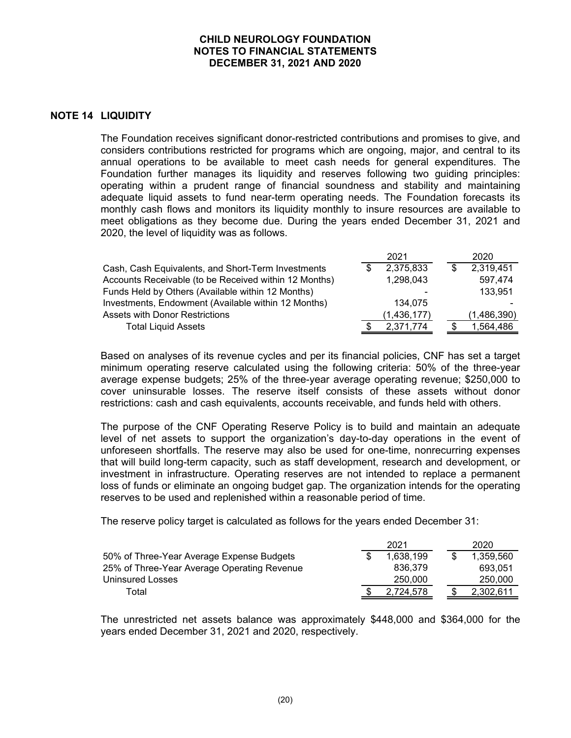## NOTE 14 LIQUIDITY

The Foundation receives significant donor-restricted contributions and promises to give, and considers contributions restricted for programs which are ongoing, major, and central to its annual operations to be available to meet cash needs for general expenditures. The Foundation further manages its liquidity and reserves following two guiding principles: operating within a prudent range of financial soundness and stability and maintaining adequate liquid assets to fund near-term operating needs. The Foundation forecasts its monthly cash flows and monitors its liquidity monthly to insure resources are available to meet obligations as they become due. During the years ended December 31, 2021 and 2020, the level of liquidity was as follows.

| | 2021 | 2020 |
|---|---|---|
| Cash, Cash Equivalents, and Short-Term Investments | $ 2,375,833 | $ 2,319,451 |
| Accounts Receivable (to be Received within 12 Months) | 1,298,043 | 597,474 |
| Funds Held by Others (Available within 12 Months) | - | 133,951 |
| Investments, Endowment (Available within 12 Months) | 134,075 | - |
| Assets with Donor Restrictions | (1,436,177) | (1,486,390) |
| Total Liquid Assets | $ 2,371,774 | $ 1,564,486 |

Based on analyses of its revenue cycles and per its financial policies, CNF has set a target minimum operating reserve calculated using the following criteria: 50% of the three-year average expense budgets; 25% of the three-year average operating revenue; $250,000 to cover uninsurable losses. The reserve itself consists of these assets without donor restrictions: cash and cash equivalents, accounts receivable, and funds held with others.

The purpose of the CNF Operating Reserve Policy is to build and maintain an adequate level of net assets to support the organization's day-to-day operations in the event of unforeseen shortfalls. The reserve may also be used for one-time, nonrecurring expenses that will build long-term capacity, such as staff development, research and development, or investment in infrastructure. Operating reserves are not intended to replace a permanent loss of funds or eliminate an ongoing budget gap. The organization intends for the operating reserves to be used and replenished within a reasonable period of time.

The reserve policy target is calculated as follows for the years ended December 31:

| | 2021 | 2020 |
|---|---|---|
| 50% of Three-Year Average Expense Budgets | $ 1,638,199 | $ 1,359,560 |
| 25% of Three-Year Average Operating Revenue | 836,379 | 693,051 |
| Uninsured Losses | 250,000 | 250,000 |
| Total | $ 2,724,578 | $ 2,302,611 |

The unrestricted net assets balance was approximately $448,000 and $364,000 for the years ended December 31, 2021 and 2020, respectively.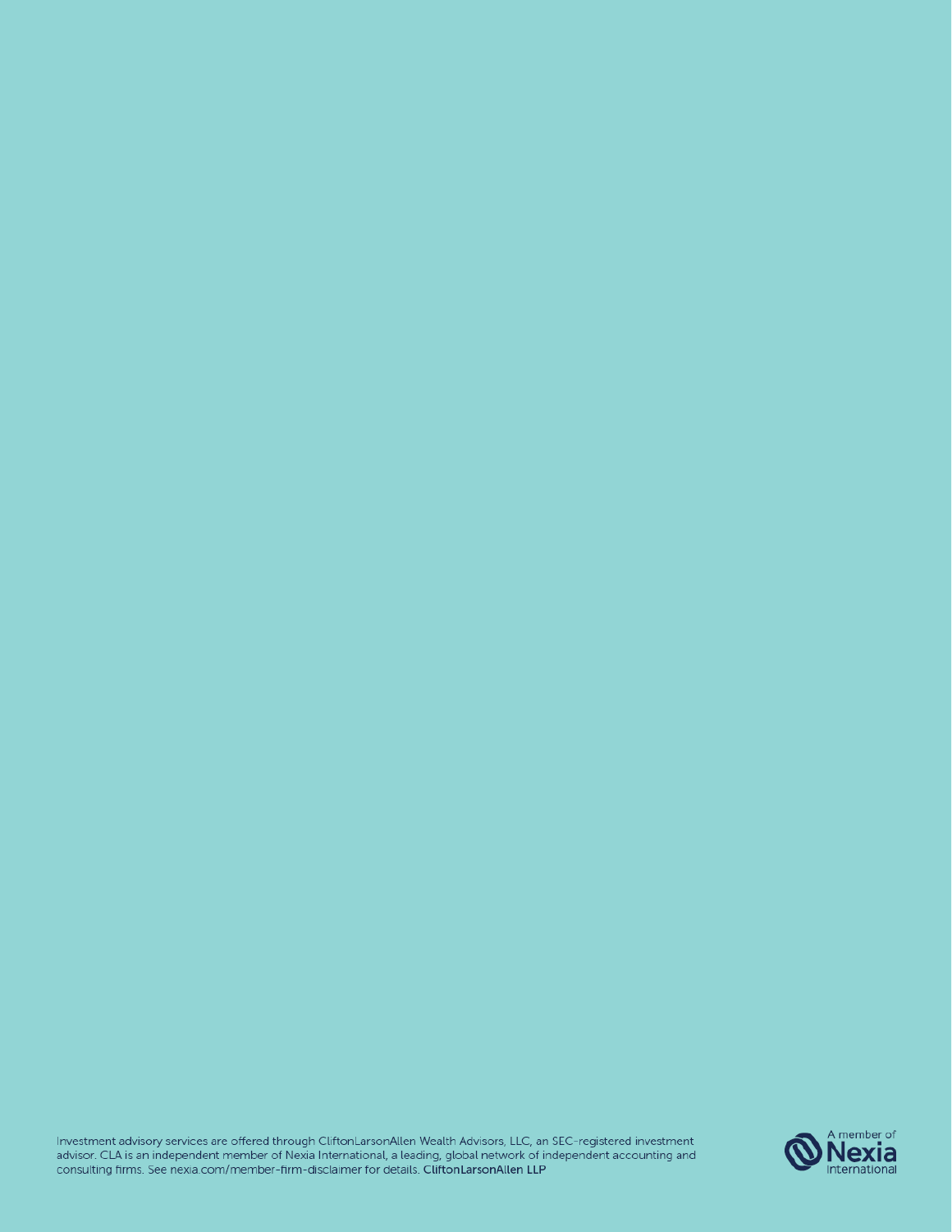Investment advisory services are offered through CliftonLarsonAllen Wealth Advisors, LLC, an SEC-registered investment advisor. CLA is an independent member of Nexia International, a leading, global network of independent accounting and consulting firms. See nexia.com/member-firm-disclaimer for details. **CliftonLarsonAllen LLP**

A member of Nexia International